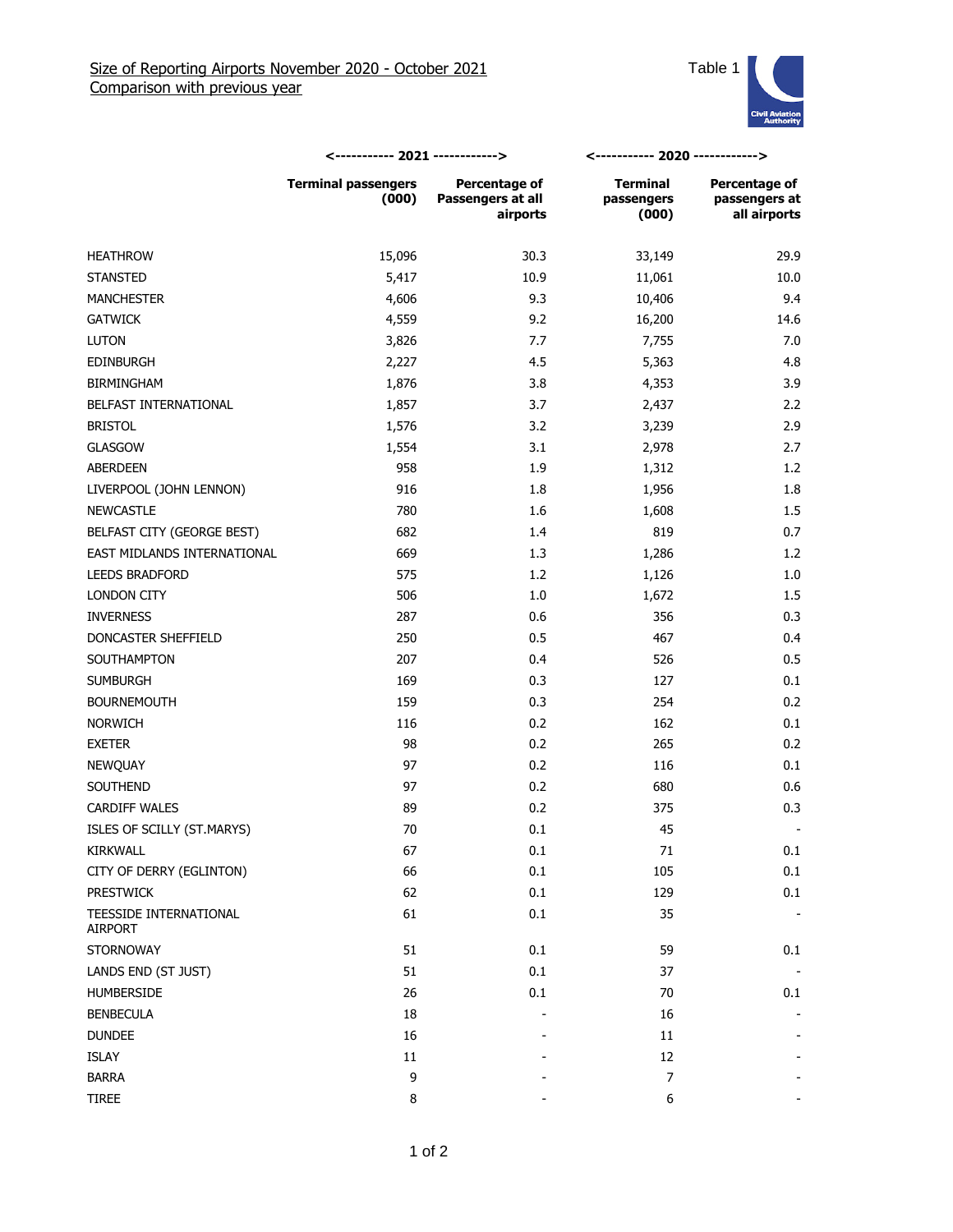# Size of Reporting Airports November 2020 - October 2021
## Comparison with previous year

Table 1

| | 2021 | | 2020 | |
|---|---|---|---|---|
| | Terminal passengers (000) | Percentage of Passengers at all airports | Terminal passengers (000) | Percentage of passengers at all airports |
| HEATHROW | 15,096 | 30.3 | 33,149 | 29.9 |
| STANSTED | 5,417 | 10.9 | 11,061 | 10.0 |
| MANCHESTER | 4,606 | 9.3 | 10,406 | 9.4 |
| GATWICK | 4,559 | 9.2 | 16,200 | 14.6 |
| LUTON | 3,826 | 7.7 | 7,755 | 7.0 |
| EDINBURGH | 2,227 | 4.5 | 5,363 | 4.8 |
| BIRMINGHAM | 1,876 | 3.8 | 4,353 | 3.9 |
| BELFAST INTERNATIONAL | 1,857 | 3.7 | 2,437 | 2.2 |
| BRISTOL | 1,576 | 3.2 | 3,239 | 2.9 |
| GLASGOW | 1,554 | 3.1 | 2,978 | 2.7 |
| ABERDEEN | 958 | 1.9 | 1,312 | 1.2 |
| LIVERPOOL (JOHN LENNON) | 916 | 1.8 | 1,956 | 1.8 |
| NEWCASTLE | 780 | 1.6 | 1,608 | 1.5 |
| BELFAST CITY (GEORGE BEST) | 682 | 1.4 | 819 | 0.7 |
| EAST MIDLANDS INTERNATIONAL | 669 | 1.3 | 1,286 | 1.2 |
| LEEDS BRADFORD | 575 | 1.2 | 1,126 | 1.0 |
| LONDON CITY | 506 | 1.0 | 1,672 | 1.5 |
| INVERNESS | 287 | 0.6 | 356 | 0.3 |
| DONCASTER SHEFFIELD | 250 | 0.5 | 467 | 0.4 |
| SOUTHAMPTON | 207 | 0.4 | 526 | 0.5 |
| SUMBURGH | 169 | 0.3 | 127 | 0.1 |
| BOURNEMOUTH | 159 | 0.3 | 254 | 0.2 |
| NORWICH | 116 | 0.2 | 162 | 0.1 |
| EXETER | 98 | 0.2 | 265 | 0.2 |
| NEWQUAY | 97 | 0.2 | 116 | 0.1 |
| SOUTHEND | 97 | 0.2 | 680 | 0.6 |
| CARDIFF WALES | 89 | 0.2 | 375 | 0.3 |
| ISLES OF SCILLY (ST.MARYS) | 70 | 0.1 | 45 | - |
| KIRKWALL | 67 | 0.1 | 71 | 0.1 |
| CITY OF DERRY (EGLINTON) | 66 | 0.1 | 105 | 0.1 |
| PRESTWICK | 62 | 0.1 | 129 | 0.1 |
| TEESSIDE INTERNATIONAL AIRPORT | 61 | 0.1 | 35 | - |
| STORNOWAY | 51 | 0.1 | 59 | 0.1 |
| LANDS END (ST JUST) | 51 | 0.1 | 37 | - |
| HUMBERSIDE | 26 | 0.1 | 70 | 0.1 |
| BENBECULA | 18 | - | 16 | - |
| DUNDEE | 16 | - | 11 | - |
| ISLAY | 11 | - | 12 | - |
| BARRA | 9 | - | 7 | - |
| TIREE | 8 | - | 6 | - |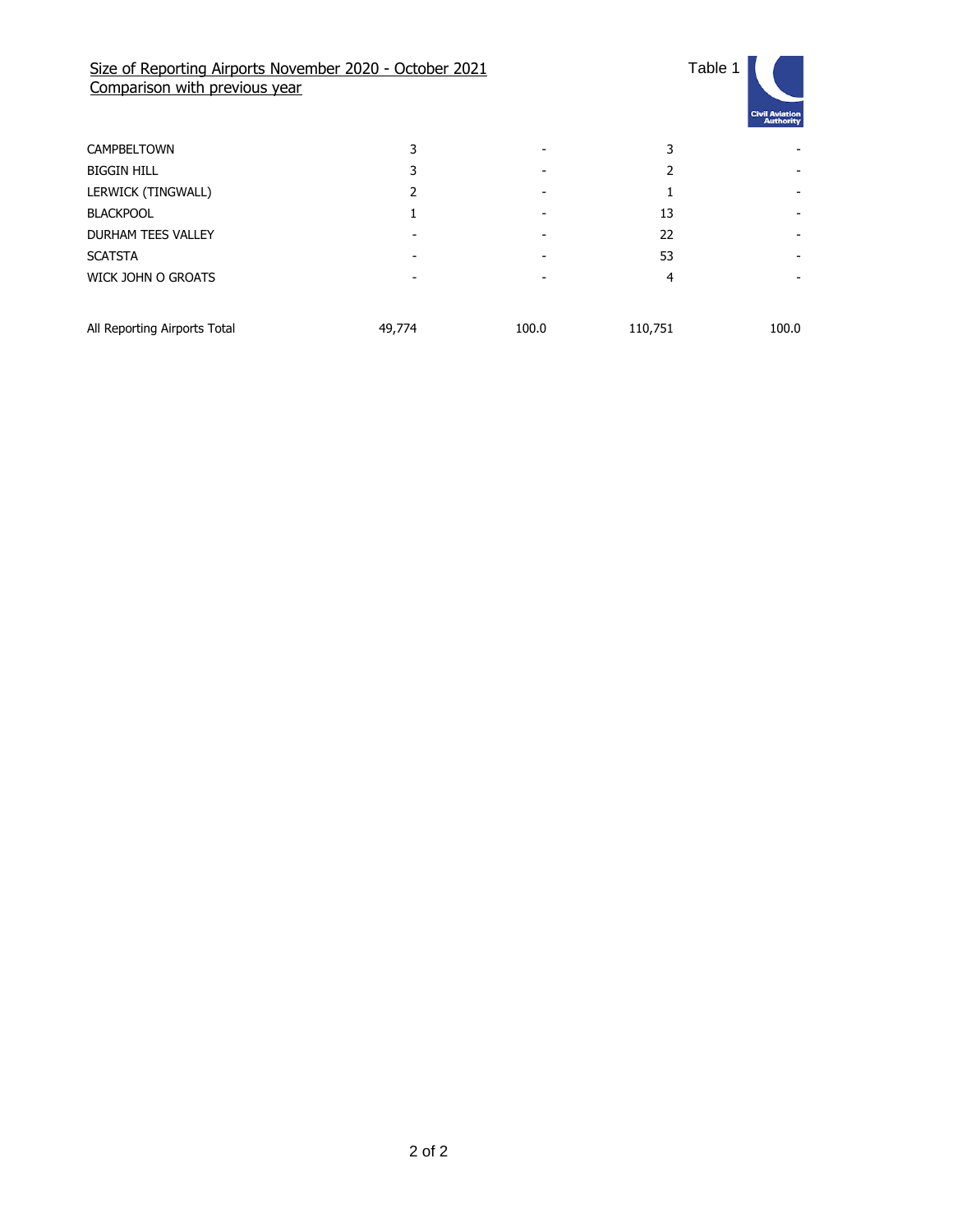Size of Reporting Airports November 2020 - October 2021
Comparison with previous year

Table 1

| | | | | |
|---|---|---|---|---|
| CAMPBELTOWN | 3 | - | 3 | - |
| BIGGIN HILL | 3 | - | 2 | - |
| LERWICK (TINGWALL) | 2 | - | 1 | - |
| BLACKPOOL | 1 | - | 13 | - |
| DURHAM TEES VALLEY | - | - | 22 | - |
| SCATSTA | - | - | 53 | - |
| WICK JOHN O GROATS | - | - | 4 | - |
| All Reporting Airports Total | 49,774 | 100.0 | 110,751 | 100.0 |